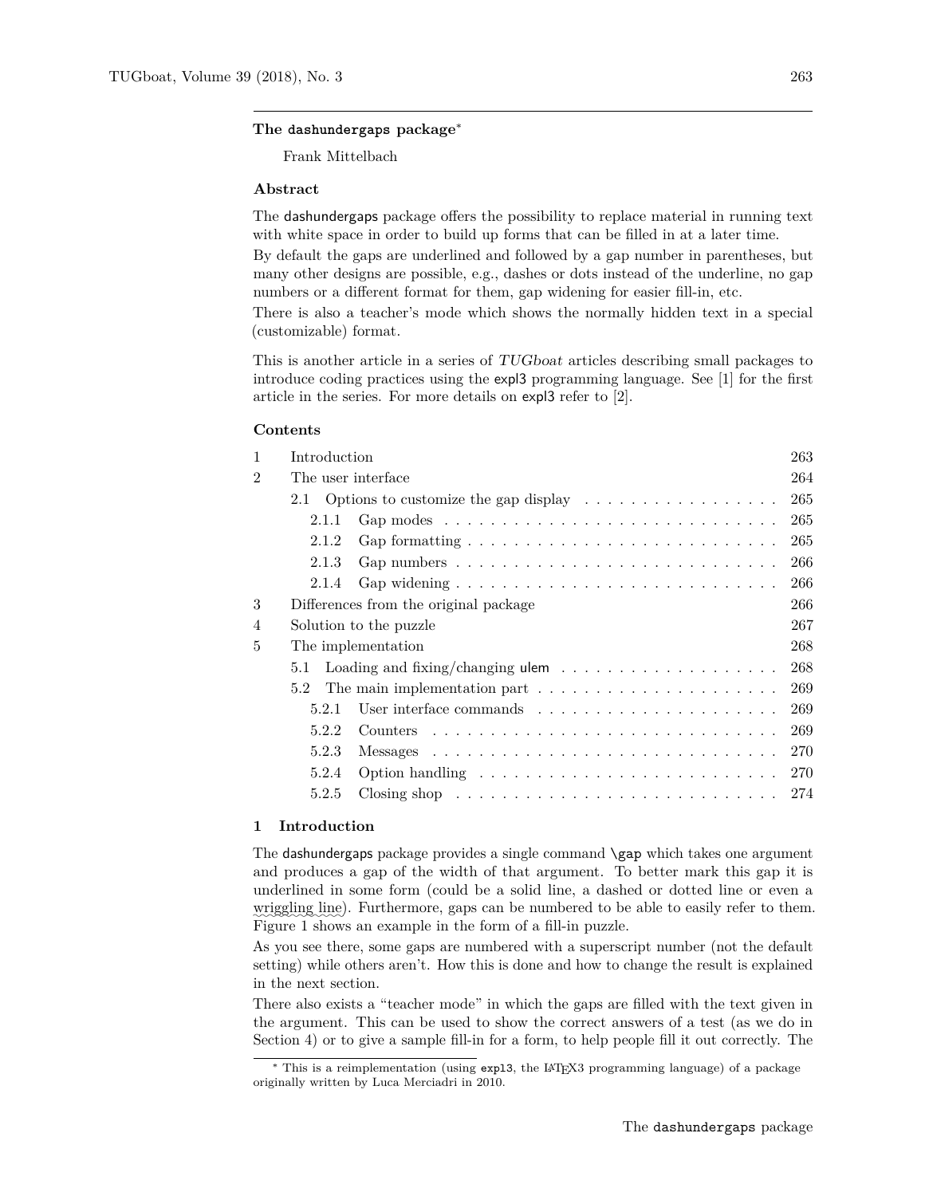# The dashundergaps package[*]

Frank Mittelbach

## Abstract

The dashundergaps package offers the possibility to replace material in running text with white space in order to build up forms that can be filled in at a later time.

By default the gaps are underlined and followed by a gap number in parentheses, but many other designs are possible, e.g., dashes or dots instead of the underline, no gap numbers or a different format for them, gap widening for easier fill-in, etc.

There is also a teacher's mode which shows the normally hidden text in a special (customizable) format.

This is another article in a series of *TUGboat* articles describing small packages to introduce coding practices using the expl3 programming language. See [1] for the first article in the series. For more details on expl3 refer to [2].

## Contents

| | | |
|---|---|---|
| 1 | Introduction | 263 |
| 2 | The user interface | 264 |
| | 2.1 Options to customize the gap display | 265 |
| | 2.1.1 Gap modes | 265 |
| | 2.1.2 Gap formatting | 265 |
| | 2.1.3 Gap numbers | 266 |
| | 2.1.4 Gap widening | 266 |
| 3 | Differences from the original package | 266 |
| 4 | Solution to the puzzle | 267 |
| 5 | The implementation | 268 |
| | 5.1 Loading and fixing/changing ulem | 268 |
| | 5.2 The main implementation part | 269 |
| | 5.2.1 User interface commands | 269 |
| | 5.2.2 Counters | 269 |
| | 5.2.3 Messages | 270 |
| | 5.2.4 Option handling | 270 |
| | 5.2.5 Closing shop | 274 |

## 1 Introduction

The dashundergaps package provides a single command `\gap` which takes one argument and produces a gap of the width of that argument. To better mark this gap it is underlined in some form (could be a solid line, a dashed or dotted line or even a wriggling line). Furthermore, gaps can be numbered to be able to easily refer to them. Figure 1 shows an example in the form of a fill-in puzzle.

As you see there, some gaps are numbered with a superscript number (not the default setting) while others aren't. How this is done and how to change the result is explained in the next section.

There also exists a "teacher mode" in which the gaps are filled with the text given in the argument. This can be used to show the correct answers of a test (as we do in Section 4) or to give a sample fill-in for a form, to help people fill it out correctly. The

[*] This is a reimplementation (using expl3, the LaTeX3 programming language) of a package originally written by Luca Merciadri in 2010.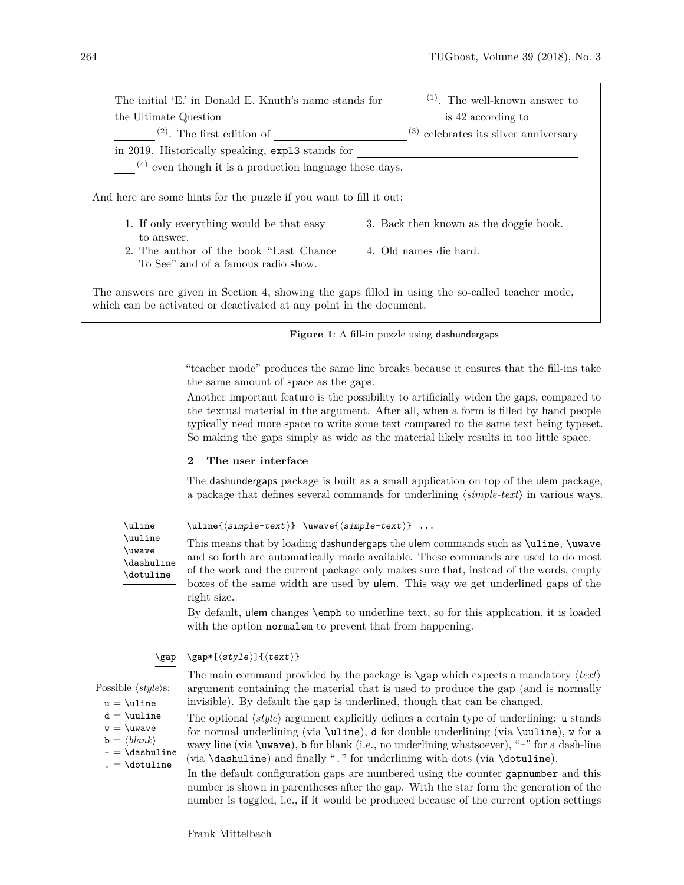The initial 'E.' in Donald E. Knuth's name stands for \_\_\_\_\_\_\_\_ (1). The well-known answer to the Ultimate Question \_\_\_\_\_\_\_\_\_\_\_\_\_\_\_\_\_\_\_\_\_\_\_\_\_\_\_\_\_\_\_\_ is 42 according to \_\_\_\_\_\_\_\_\_\_\_\_\_\_\_\_ (2). The first edition of \_\_\_\_\_\_\_\_\_\_\_\_\_\_\_\_\_\_\_\_\_\_\_\_ (3) celebrates its silver anniversary in 2019. Historically speaking, `expl3` stands for \_\_\_\_\_\_\_\_\_\_\_\_\_\_\_\_\_\_\_\_\_\_\_\_\_\_\_\_\_\_\_\_\_\_\_\_\_\_\_\_\_\_\_\_ (4) even though it is a production language these days.

And here are some hints for the puzzle if you want to fill it out:

1. If only everything would be that easy to answer.
2. The author of the book "Last Chance To See" and of a famous radio show.
3. Back then known as the doggie book.
4. Old names die hard.

The answers are given in Section 4, showing the gaps filled in using the so-called teacher mode, which can be activated or deactivated at any point in the document.

**Figure 1**: A fill-in puzzle using dashundergaps

"teacher mode" produces the same line breaks because it ensures that the fill-ins take the same amount of space as the gaps.

Another important feature is the possibility to artificially widen the gaps, compared to the textual material in the argument. After all, when a form is filled by hand people typically need more space to write some text compared to the same text being typeset. So making the gaps simply as wide as the material likely results in too little space.

## 2 The user interface

The dashundergaps package is built as a small application on top of the ulem package, a package that defines several commands for underlining ⟨*simple-text*⟩ in various ways.

`\uline` `\uuline` `\uwave` `\dashuline` `\dotuline`

`\uline{⟨simple-text⟩} \uwave{⟨simple-text⟩} ...`

This means that by loading dashundergaps the ulem commands such as `\uline`, `\uwave` and so forth are automatically made available. These commands are used to do most of the work and the current package only makes sure that, instead of the words, empty boxes of the same width are used by ulem. This way we get underlined gaps of the right size.

By default, ulem changes `\emph` to underline text, so for this application, it is loaded with the option `normalem` to prevent that from happening.

`\gap`

`\gap*[⟨style⟩]{⟨text⟩}`

Possible ⟨*style*⟩s:

- `u` = `\uline`
- `d` = `\uuline`
- `w` = `\uwave`
- `b` = ⟨*blank*⟩
- `-` = `\dashuline`
- `.` = `\dotuline`

The main command provided by the package is `\gap` which expects a mandatory ⟨*text*⟩ argument containing the material that is used to produce the gap (and is normally invisible). By default the gap is underlined, though that can be changed.

The optional ⟨*style*⟩ argument explicitly defines a certain type of underlining: `u` stands for normal underlining (via `\uline`), `d` for double underlining (via `\uuline`), `w` for a wavy line (via `\uwave`), `b` for blank (i.e., no underlining whatsoever), "`-`" for a dash-line (via `\dashuline`) and finally "`.`" for underlining with dots (via `\dotuline`).

In the default configuration gaps are numbered using the counter `gapnumber` and this number is shown in parentheses after the gap. With the star form the generation of the number is toggled, i.e., if it would be produced because of the current option settings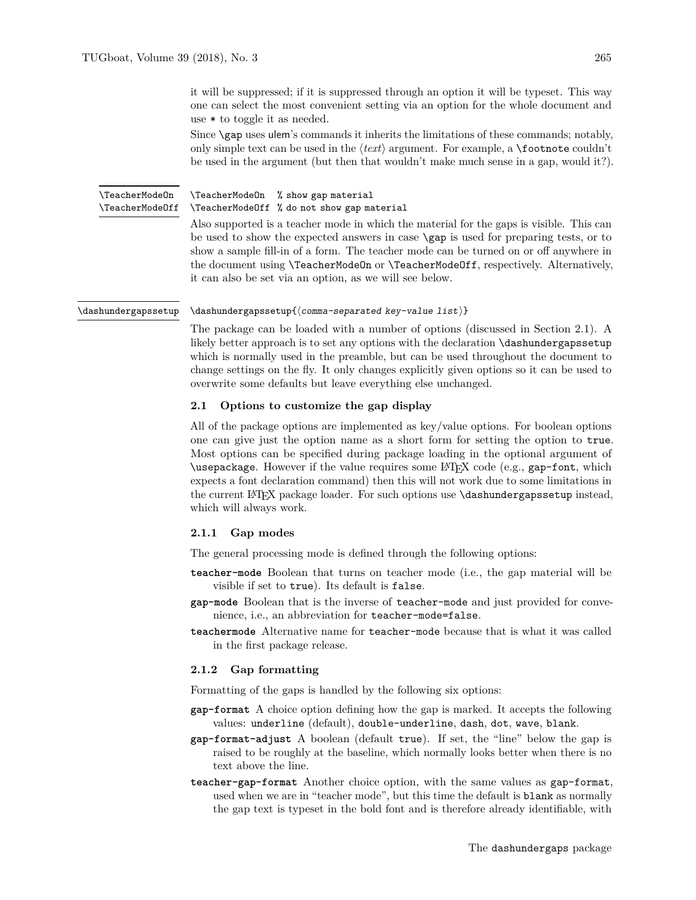it will be suppressed; if it is suppressed through an option it will be typeset. This way one can select the most convenient setting via an option for the whole document and use `*` to toggle it as needed.

Since `\gap` uses ulem's commands it inherits the limitations of these commands; notably, only simple text can be used in the ⟨*text*⟩ argument. For example, a `\footnote` couldn't be used in the argument (but then that wouldn't make much sense in a gap, would it?).

`\TeacherModeOn`
`\TeacherModeOff`

```
\TeacherModeOn   % show gap material
\TeacherModeOff  % do not show gap material
```

Also supported is a teacher mode in which the material for the gaps is visible. This can be used to show the expected answers in case `\gap` is used for preparing tests, or to show a sample fill-in of a form. The teacher mode can be turned on or off anywhere in the document using `\TeacherModeOn` or `\TeacherModeOff`, respectively. Alternatively, it can also be set via an option, as we will see below.

`\dashundergapssetup`

```
\dashundergapssetup{⟨comma-separated key-value list⟩}
```

The package can be loaded with a number of options (discussed in Section 2.1). A likely better approach is to set any options with the declaration `\dashundergapssetup` which is normally used in the preamble, but can be used throughout the document to change settings on the fly. It only changes explicitly given options so it can be used to overwrite some defaults but leave everything else unchanged.

### 2.1 Options to customize the gap display

All of the package options are implemented as key/value options. For boolean options one can give just the option name as a short form for setting the option to `true`. Most options can be specified during package loading in the optional argument of `\usepackage`. However if the value requires some LaTeX code (e.g., `gap-font`, which expects a font declaration command) then this will not work due to some limitations in the current LaTeX package loader. For such options use `\dashundergapssetup` instead, which will always work.

#### 2.1.1 Gap modes

The general processing mode is defined through the following options:

**`teacher-mode`** Boolean that turns on teacher mode (i.e., the gap material will be visible if set to `true`). Its default is `false`.

**`gap-mode`** Boolean that is the inverse of `teacher-mode` and just provided for convenience, i.e., an abbreviation for `teacher-mode=false`.

**`teachermode`** Alternative name for `teacher-mode` because that is what it was called in the first package release.

#### 2.1.2 Gap formatting

Formatting of the gaps is handled by the following six options:

**`gap-format`** A choice option defining how the gap is marked. It accepts the following values: `underline` (default), `double-underline`, `dash`, `dot`, `wave`, `blank`.

**`gap-format-adjust`** A boolean (default `true`). If set, the "line" below the gap is raised to be roughly at the baseline, which normally looks better when there is no text above the line.

**`teacher-gap-format`** Another choice option, with the same values as `gap-format`, used when we are in "teacher mode", but this time the default is `blank` as normally the gap text is typeset in the bold font and is therefore already identifiable, with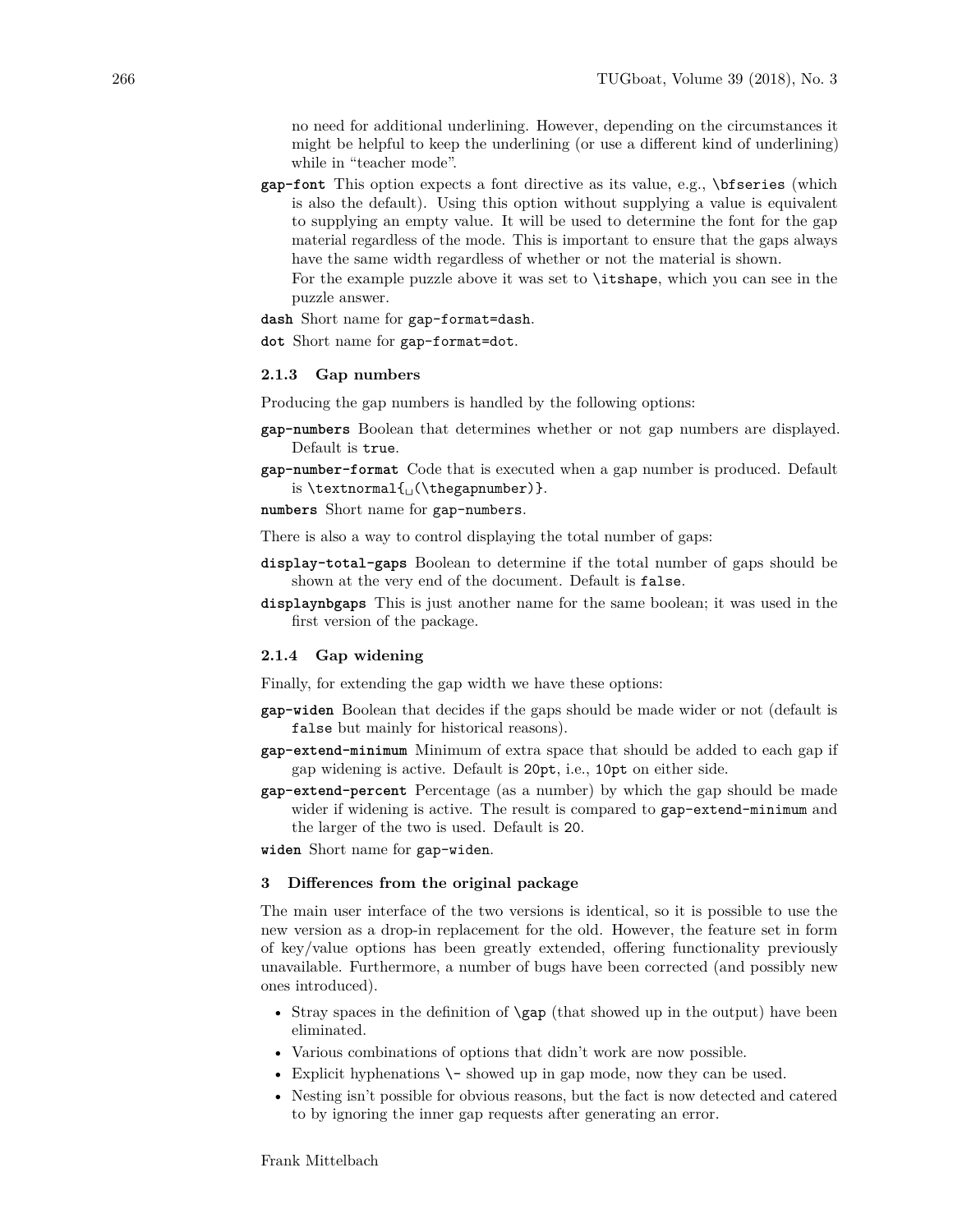no need for additional underlining. However, depending on the circumstances it might be helpful to keep the underlining (or use a different kind of underlining) while in "teacher mode".

**`gap-font`** This option expects a font directive as its value, e.g., `\bfseries` (which is also the default). Using this option without supplying a value is equivalent to supplying an empty value. It will be used to determine the font for the gap material regardless of the mode. This is important to ensure that the gaps always have the same width regardless of whether or not the material is shown.
For the example puzzle above it was set to `\itshape`, which you can see in the puzzle answer.

**`dash`** Short name for `gap-format=dash`.

**`dot`** Short name for `gap-format=dot`.

### 2.1.3 Gap numbers

Producing the gap numbers is handled by the following options:

**`gap-numbers`** Boolean that determines whether or not gap numbers are displayed. Default is `true`.

**`gap-number-format`** Code that is executed when a gap number is produced. Default is `\textnormal{␣(\thegapnumber)}`.

**`numbers`** Short name for `gap-numbers`.

There is also a way to control displaying the total number of gaps:

**`display-total-gaps`** Boolean to determine if the total number of gaps should be shown at the very end of the document. Default is `false`.

**`displaynbgaps`** This is just another name for the same boolean; it was used in the first version of the package.

### 2.1.4 Gap widening

Finally, for extending the gap width we have these options:

**`gap-widen`** Boolean that decides if the gaps should be made wider or not (default is `false` but mainly for historical reasons).

**`gap-extend-minimum`** Minimum of extra space that should be added to each gap if gap widening is active. Default is `20pt`, i.e., `10pt` on either side.

**`gap-extend-percent`** Percentage (as a number) by which the gap should be made wider if widening is active. The result is compared to `gap-extend-minimum` and the larger of the two is used. Default is `20`.

**`widen`** Short name for `gap-widen`.

## 3 Differences from the original package

The main user interface of the two versions is identical, so it is possible to use the new version as a drop-in replacement for the old. However, the feature set in form of key/value options has been greatly extended, offering functionality previously unavailable. Furthermore, a number of bugs have been corrected (and possibly new ones introduced).

- Stray spaces in the definition of `\gap` (that showed up in the output) have been eliminated.
- Various combinations of options that didn't work are now possible.
- Explicit hyphenations `\-` showed up in gap mode, now they can be used.
- Nesting isn't possible for obvious reasons, but the fact is now detected and catered to by ignoring the inner gap requests after generating an error.

Frank Mittelbach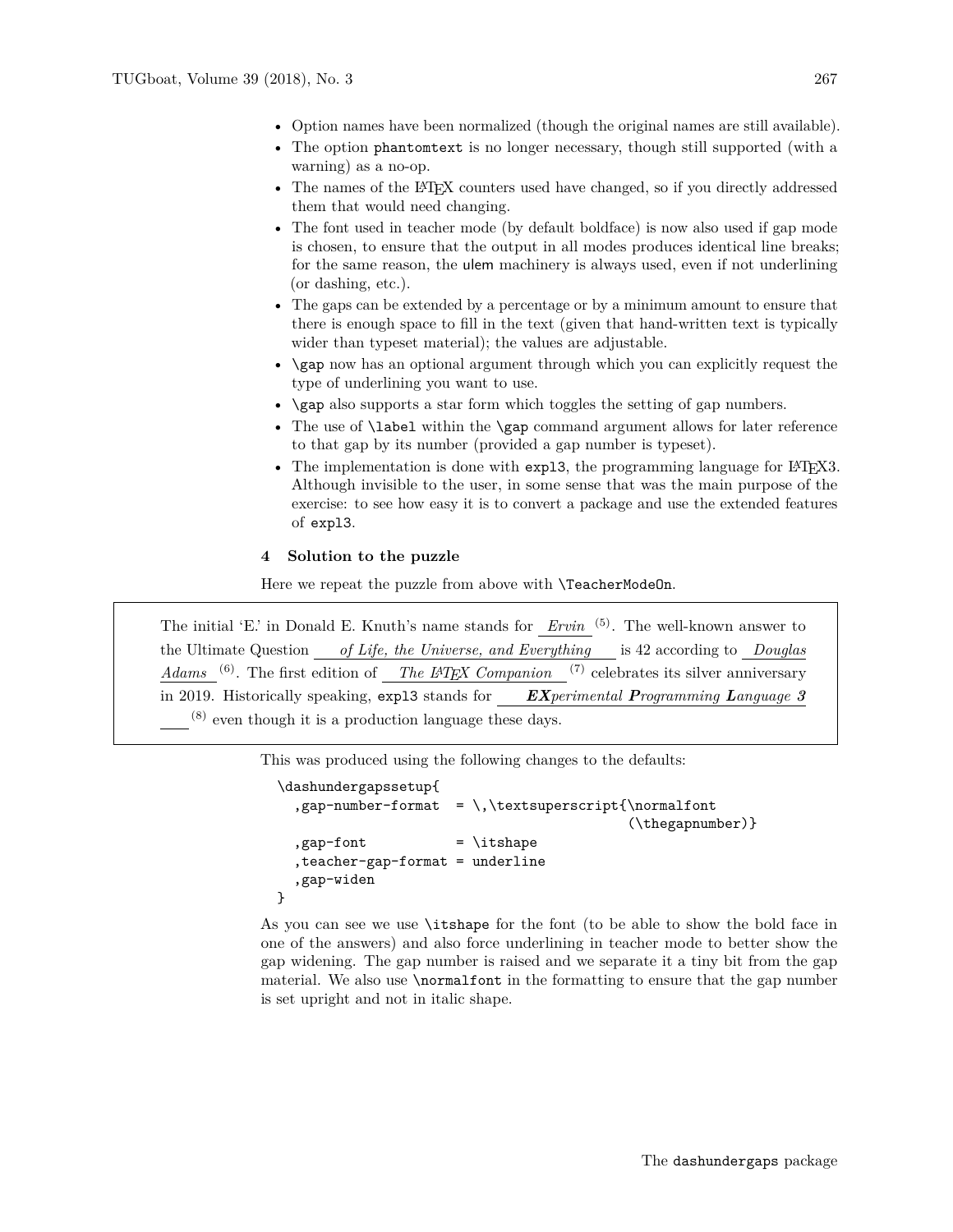- Option names have been normalized (though the original names are still available).
- The option `phantomtext` is no longer necessary, though still supported (with a warning) as a no-op.
- The names of the LaTeX counters used have changed, so if you directly addressed them that would need changing.
- The font used in teacher mode (by default boldface) is now also used if gap mode is chosen, to ensure that the output in all modes produces identical line breaks; for the same reason, the ulem machinery is always used, even if not underlining (or dashing, etc.).
- The gaps can be extended by a percentage or by a minimum amount to ensure that there is enough space to fill in the text (given that hand-written text is typically wider than typeset material); the values are adjustable.
- `\gap` now has an optional argument through which you can explicitly request the type of underlining you want to use.
- `\gap` also supports a star form which toggles the setting of gap numbers.
- The use of `\label` within the `\gap` command argument allows for later reference to that gap by its number (provided a gap number is typeset).
- The implementation is done with `expl3`, the programming language for LaTeX3. Although invisible to the user, in some sense that was the main purpose of the exercise: to see how easy it is to convert a package and use the extended features of `expl3`.

### 4 Solution to the puzzle

Here we repeat the puzzle from above with `\TeacherModeOn`.

> The initial 'E.' in Donald E. Knuth's name stands for *Ervin* (5). The well-known answer to the Ultimate Question *of Life, the Universe, and Everything* is 42 according to *Douglas Adams* (6). The first edition of *The LaTeX Companion* (7) celebrates its silver anniversary in 2019. Historically speaking, `expl3` stands for ***EX**perimental **P**rogramming **L**anguage **3*** (8) even though it is a production language these days.

This was produced using the following changes to the defaults:

```
\dashundergapssetup{
  ,gap-number-format  = \,\textsuperscript{\normalfont
                                        (\thegapnumber)}
  ,gap-font           = \itshape
  ,teacher-gap-format = underline
  ,gap-widen
}
```

As you can see we use `\itshape` for the font (to be able to show the bold face in one of the answers) and also force underlining in teacher mode to better show the gap widening. The gap number is raised and we separate it a tiny bit from the gap material. We also use `\normalfont` in the formatting to ensure that the gap number is set upright and not in italic shape.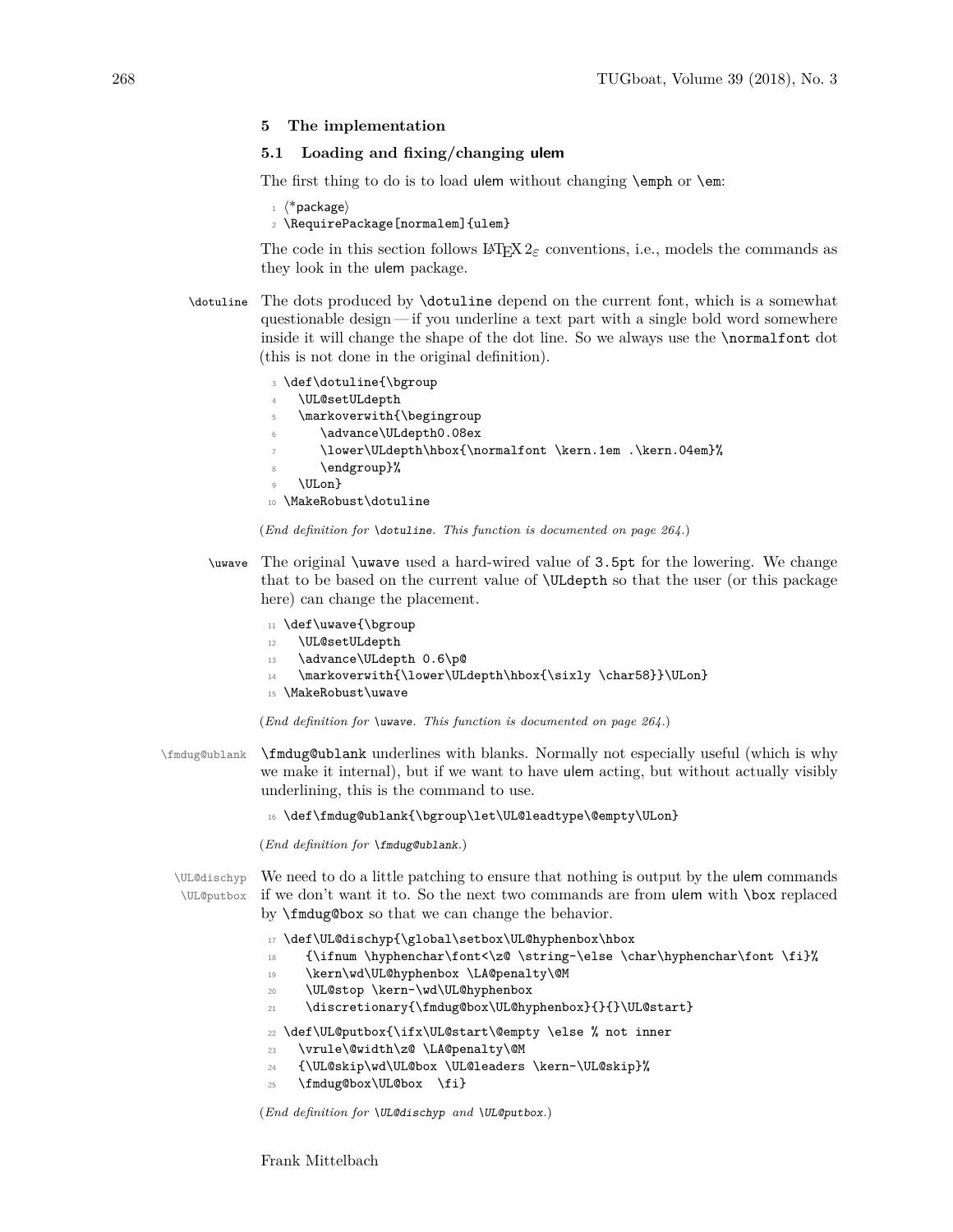## 5 The implementation

### 5.1 Loading and fixing/changing ulem

The first thing to do is to load ulem without changing \emph or \em:

```
1 ⟨*package⟩
2 \RequirePackage[normalem]{ulem}
```

The code in this section follows LaTeX 2ε conventions, i.e., models the commands as they look in the ulem package.

\dotuline The dots produced by \dotuline depend on the current font, which is a somewhat questionable design — if you underline a text part with a single bold word somewhere inside it will change the shape of the dot line. So we always use the \normalfont dot (this is not done in the original definition).

```
3 \def\dotuline{\bgroup
4   \UL@setULdepth
5   \markoverwith{\begingroup
6      \advance\ULdepth0.08ex
7      \lower\ULdepth\hbox{\normalfont \kern.1em .\kern.04em}%
8      \endgroup}%
9   \ULon}
10 \MakeRobust\dotuline
```

(*End definition for \dotuline. This function is documented on page 264.*)

\uwave The original \uwave used a hard-wired value of 3.5pt for the lowering. We change that to be based on the current value of \ULdepth so that the user (or this package here) can change the placement.

```
11 \def\uwave{\bgroup
12   \UL@setULdepth
13   \advance\ULdepth 0.6\p@
14   \markoverwith{\lower\ULdepth\hbox{\sixly \char58}}\ULon}
15 \MakeRobust\uwave
```

(*End definition for \uwave. This function is documented on page 264.*)

\fmdug@ublank \fmdug@ublank underlines with blanks. Normally not especially useful (which is why we make it internal), but if we want to have ulem acting, but without actually visibly underlining, this is the command to use.

```
16 \def\fmdug@ublank{\bgroup\let\UL@leadtype\@empty\ULon}
```

(*End definition for \fmdug@ublank.*)

\UL@dischyp \UL@putbox We need to do a little patching to ensure that nothing is output by the ulem commands if we don't want it to. So the next two commands are from ulem with \box replaced by \fmdug@box so that we can change the behavior.

```
17 \def\UL@dischyp{\global\setbox\UL@hyphenbox\hbox
18    {\ifnum \hyphenchar\font<\z@ \string-\else \char\hyphenchar\font \fi}%
19    \kern\wd\UL@hyphenbox \LA@penalty\@M
20    \UL@stop \kern-\wd\UL@hyphenbox
21    \discretionary{\fmdug@box\UL@hyphenbox}{}{}\UL@start}
22 \def\UL@putbox{\ifx\UL@start\@empty \else % not inner
23   \vrule\@width\z@ \LA@penalty\@M
24   {\UL@skip\wd\UL@box \UL@leaders \kern-\UL@skip}%
25   \fmdug@box\UL@box  \fi}
```

(*End definition for \UL@dischyp and \UL@putbox.*)

Frank Mittelbach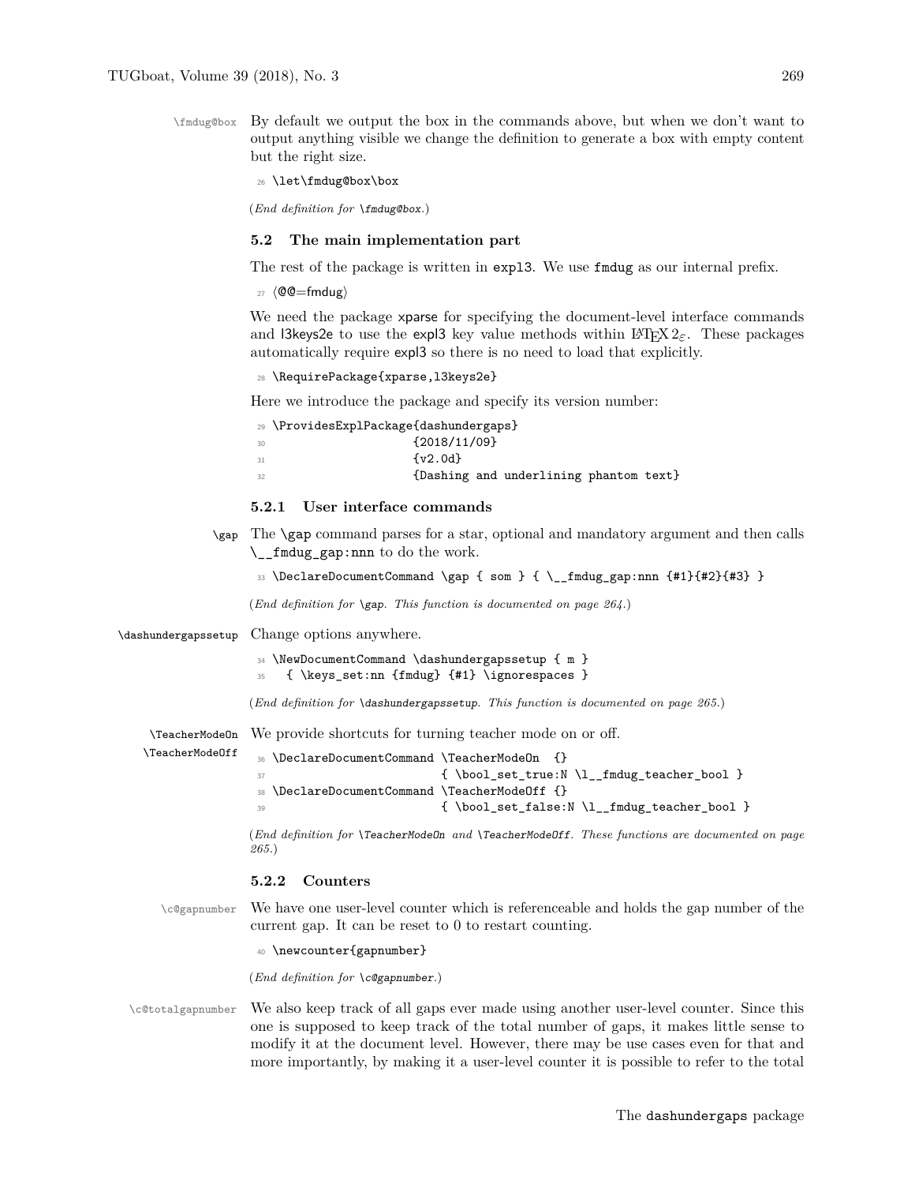`\fmdug@box` By default we output the box in the commands above, but when we don't want to output anything visible we change the definition to generate a box with empty content but the right size.

```
26 \let\fmdug@box\box
```

(*End definition for* `\fmdug@box`*.*)

### 5.2 The main implementation part

The rest of the package is written in `expl3`. We use `fmdug` as our internal prefix.

```
27 ⟨@@=fmdug⟩
```

We need the package xparse for specifying the document-level interface commands and l3keys2e to use the expl3 key value methods within LaTeX 2$_\varepsilon$. These packages automatically require expl3 so there is no need to load that explicitly.

```
28 \RequirePackage{xparse,l3keys2e}
```

Here we introduce the package and specify its version number:

```
29 \ProvidesExplPackage{dashundergaps}
30                     {2018/11/09}
31                     {v2.0d}
32                     {Dashing and underlining phantom text}
```

#### 5.2.1 User interface commands

`\gap` The `\gap` command parses for a star, optional and mandatory argument and then calls `\__fmdug_gap:nnn` to do the work.

```
33 \DeclareDocumentCommand \gap { som } { \__fmdug_gap:nnn {#1}{#2}{#3} }
```

(*End definition for* `\gap`*. This function is documented on page 264.*)

`\dashundergapssetup` Change options anywhere.

```
34 \NewDocumentCommand \dashundergapssetup { m }
35   { \keys_set:nn {fmdug} {#1} \ignorespaces }
```

(*End definition for* `\dashundergapssetup`*. This function is documented on page 265.*)

`\TeacherModeOn` `\TeacherModeOff` We provide shortcuts for turning teacher mode on or off.

```
36 \DeclareDocumentCommand \TeacherModeOn  {}
37                         { \bool_set_true:N \l__fmdug_teacher_bool }
38 \DeclareDocumentCommand \TeacherModeOff {}
39                         { \bool_set_false:N \l__fmdug_teacher_bool }
```

(*End definition for* `\TeacherModeOn` *and* `\TeacherModeOff`*. These functions are documented on page 265.*)

#### 5.2.2 Counters

`\c@gapnumber` We have one user-level counter which is referenceable and holds the gap number of the current gap. It can be reset to 0 to restart counting.

```
40 \newcounter{gapnumber}
```

(*End definition for* `\c@gapnumber`*.*)

`\c@totalgapnumber` We also keep track of all gaps ever made using another user-level counter. Since this one is supposed to keep track of the total number of gaps, it makes little sense to modify it at the document level. However, there may be use cases even for that and more importantly, by making it a user-level counter it is possible to refer to the total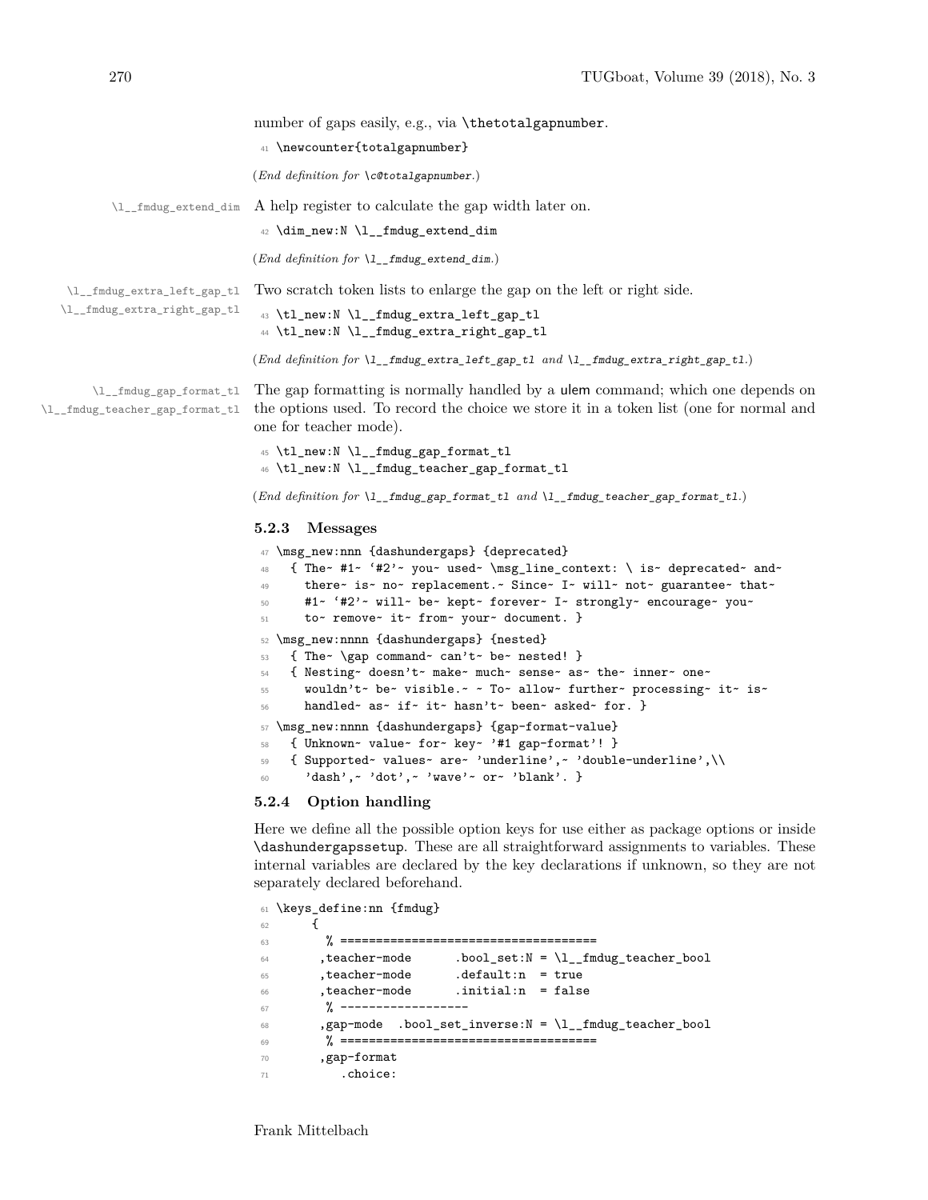number of gaps easily, e.g., via `\thetotalgapnumber`.

```
41 \newcounter{totalgapnumber}
```

(*End definition for \c@totalgapnumber.*)

`\l__fmdug_extend_dim` A help register to calculate the gap width later on.

```
42 \dim_new:N \l__fmdug_extend_dim
```

(*End definition for \l__fmdug_extend_dim.*)

`\l__fmdug_extra_left_gap_tl` `\l__fmdug_extra_right_gap_tl` Two scratch token lists to enlarge the gap on the left or right side.

```
43 \tl_new:N \l__fmdug_extra_left_gap_tl
44 \tl_new:N \l__fmdug_extra_right_gap_tl
```

(*End definition for \l__fmdug_extra_left_gap_tl and \l__fmdug_extra_right_gap_tl.*)

`\l__fmdug_gap_format_tl` `\l__fmdug_teacher_gap_format_tl` The gap formatting is normally handled by a ulem command; which one depends on the options used. To record the choice we store it in a token list (one for normal and one for teacher mode).

```
45 \tl_new:N \l__fmdug_gap_format_tl
46 \tl_new:N \l__fmdug_teacher_gap_format_tl
```

(*End definition for \l__fmdug_gap_format_tl and \l__fmdug_teacher_gap_format_tl.*)

### 5.2.3 Messages

```
47 \msg_new:nnn {dashundergaps} {deprecated}
48   { The~ #1~ `#2'~ you~ used~ \msg_line_context: \ is~ deprecated~ and~
49     there~ is~ no~ replacement.~ Since~ I~ will~ not~ guarantee~ that~
50     #1~ `#2'~ will~ be~ kept~ forever~ I~ strongly~ encourage~ you~
51     to~ remove~ it~ from~ your~ document. }
52 \msg_new:nnnn {dashundergaps} {nested}
53   { The~ \gap command~ can't~ be~ nested! }
54   { Nesting~ doesn't~ make~ much~ sense~ as~ the~ inner~ one~
55     wouldn't~ be~ visible.~ ~ To~ allow~ further~ processing~ it~ is~
56     handled~ as~ if~ it~ hasn't~ been~ asked~ for. }
57 \msg_new:nnnn {dashundergaps} {gap-format-value}
58   { Unknown~ value~ for~ key~ '#1 gap-format'! }
59   { Supported~ values~ are~ 'underline',~ 'double-underline',\\
60     'dash',~ 'dot',~ 'wave'~ or~ 'blank'. }
```

### 5.2.4 Option handling

Here we define all the possible option keys for use either as package options or inside `\dashundergapssetup`. These are all straightforward assignments to variables. These internal variables are declared by the key declarations if unknown, so they are not separately declared beforehand.

```
61 \keys_define:nn {fmdug}
62      {
63       % ==================================
64      ,teacher-mode      .bool_set:N = \l__fmdug_teacher_bool
65      ,teacher-mode      .default:n  = true
66      ,teacher-mode      .initial:n  = false
67       % ------------------
68      ,gap-mode  .bool_set_inverse:N = \l__fmdug_teacher_bool
69       % ==================================
70      ,gap-format
71         .choice:
```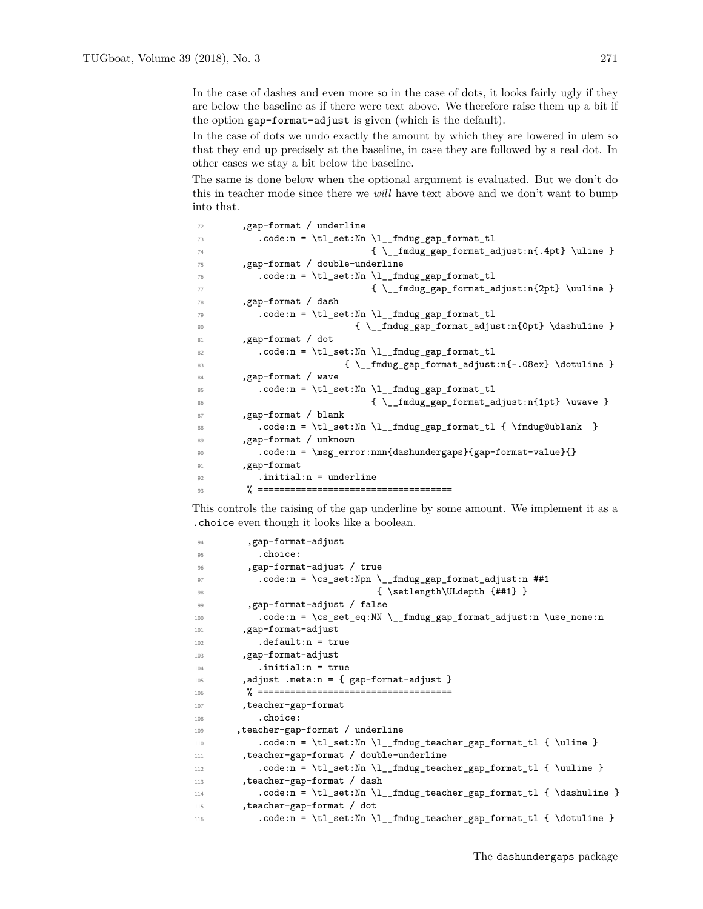In the case of dashes and even more so in the case of dots, it looks fairly ugly if they are below the baseline as if there were text above. We therefore raise them up a bit if the option `gap-format-adjust` is given (which is the default).

In the case of dots we undo exactly the amount by which they are lowered in ulem so that they end up precisely at the baseline, in case they are followed by a real dot. In other cases we stay a bit below the baseline.

The same is done below when the optional argument is evaluated. But we don't do this in teacher mode since there we *will* have text above and we don't want to bump into that.

```
72        ,gap-format / underline
73           .code:n = \tl_set:Nn \l__fmdug_gap_format_tl
74                               { \__fmdug_gap_format_adjust:n{.4pt} \uline }
75        ,gap-format / double-underline
76           .code:n = \tl_set:Nn \l__fmdug_gap_format_tl
77                               { \__fmdug_gap_format_adjust:n{2pt} \uuline }
78        ,gap-format / dash
79           .code:n = \tl_set:Nn \l__fmdug_gap_format_tl
80                            { \__fmdug_gap_format_adjust:n{0pt} \dashuline }
81        ,gap-format / dot
82           .code:n = \tl_set:Nn \l__fmdug_gap_format_tl
83                          { \__fmdug_gap_format_adjust:n{-.08ex} \dotuline }
84        ,gap-format / wave
85           .code:n = \tl_set:Nn \l__fmdug_gap_format_tl
86                               { \__fmdug_gap_format_adjust:n{1pt} \uwave }
87        ,gap-format / blank
88           .code:n = \tl_set:Nn \l__fmdug_gap_format_tl { \fmdug@ublank  }
89        ,gap-format / unknown
90           .code:n = \msg_error:nnn{dashundergaps}{gap-format-value}{}
91        ,gap-format
92           .initial:n = underline
93         % ====================================
```

This controls the raising of the gap underline by some amount. We implement it as a `.choice` even though it looks like a boolean.

```
94         ,gap-format-adjust
95           .choice:
96         ,gap-format-adjust / true
97           .code:n = \cs_set:Npn \__fmdug_gap_format_adjust:n ##1
98                                { \setlength\ULdepth {##1} }
99         ,gap-format-adjust / false
100          .code:n = \cs_set_eq:NN \__fmdug_gap_format_adjust:n \use_none:n
101       ,gap-format-adjust
102          .default:n = true
103       ,gap-format-adjust
104          .initial:n = true
105       ,adjust .meta:n = { gap-format-adjust }
106        % ====================================
107       ,teacher-gap-format
108          .choice:
109      ,teacher-gap-format / underline
110          .code:n = \tl_set:Nn \l__fmdug_teacher_gap_format_tl { \uline }
111       ,teacher-gap-format / double-underline
112          .code:n = \tl_set:Nn \l__fmdug_teacher_gap_format_tl { \uuline }
113       ,teacher-gap-format / dash
114          .code:n = \tl_set:Nn \l__fmdug_teacher_gap_format_tl { \dashuline }
115       ,teacher-gap-format / dot
116          .code:n = \tl_set:Nn \l__fmdug_teacher_gap_format_tl { \dotuline }
```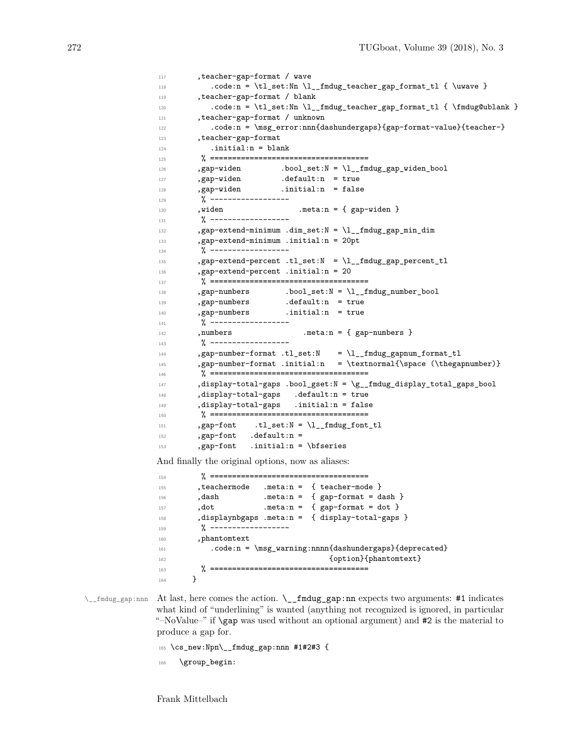```
117      ,teacher-gap-format / wave
118         .code:n = \tl_set:Nn \l__fmdug_teacher_gap_format_tl { \uwave }
119      ,teacher-gap-format / blank
120         .code:n = \tl_set:Nn \l__fmdug_teacher_gap_format_tl { \fmdug@ublank }
121      ,teacher-gap-format / unknown
122         .code:n = \msg_error:nnn{dashundergaps}{gap-format-value}{teacher-}
123      ,teacher-gap-format
124         .initial:n = blank
125       % ===================================
126      ,gap-widen         .bool_set:N = \l__fmdug_gap_widen_bool
127      ,gap-widen         .default:n  = true
128      ,gap-widen         .initial:n  = false
129       % ------------------
130      ,widen                 .meta:n = { gap-widen }
131       % ------------------
132      ,gap-extend-minimum .dim_set:N = \l__fmdug_gap_min_dim
133      ,gap-extend-minimum .initial:n = 20pt
134       % ------------------
135      ,gap-extend-percent .tl_set:N  = \l__fmdug_gap_percent_tl
136      ,gap-extend-percent .initial:n = 20
137       % ===================================
138      ,gap-numbers        .bool_set:N = \l__fmdug_number_bool
139      ,gap-numbers        .default:n  = true
140      ,gap-numbers        .initial:n  = true
141       % ------------------
142      ,numbers                .meta:n = { gap-numbers }
143       % ------------------
144      ,gap-number-format .tl_set:N    = \l__fmdug_gapnum_format_tl
145      ,gap-number-format .initial:n   = \textnormal{\space (\thegapnumber)}
146       % ===================================
147      ,display-total-gaps .bool_gset:N = \g__fmdug_display_total_gaps_bool
148      ,display-total-gaps   .default:n = true
149      ,display-total-gaps   .initial:n = false
150       % ===================================
151      ,gap-font    .tl_set:N = \l__fmdug_font_tl
152      ,gap-font   .default:n =
153      ,gap-font   .initial:n = \bfseries
```

And finally the original options, now as aliases:

```
154       % ===================================
155      ,teachermode   .meta:n =  { teacher-mode }
156      ,dash          .meta:n =  { gap-format = dash }
157      ,dot           .meta:n =  { gap-format = dot }
158      ,displaynbgaps .meta:n =  { display-total-gaps }
159       % ------------------
160      ,phantomtext
161         .code:n = \msg_warning:nnnn{dashundergaps}{deprecated}
162                                    {option}{phantomtext}
163       % ===================================
164     }
```

\__fmdug_gap:nnn At last, here comes the action. `\__fmdug_gap:nn` expects two arguments: `#1` indicates what kind of "underlining" is wanted (anything not recognized is ignored, in particular "–NoValue–" if `\gap` was used without an optional argument) and `#2` is the material to produce a gap for.

```
165 \cs_new:Npn\__fmdug_gap:nnn #1#2#3 {
166   \group_begin:
```

Frank Mittelbach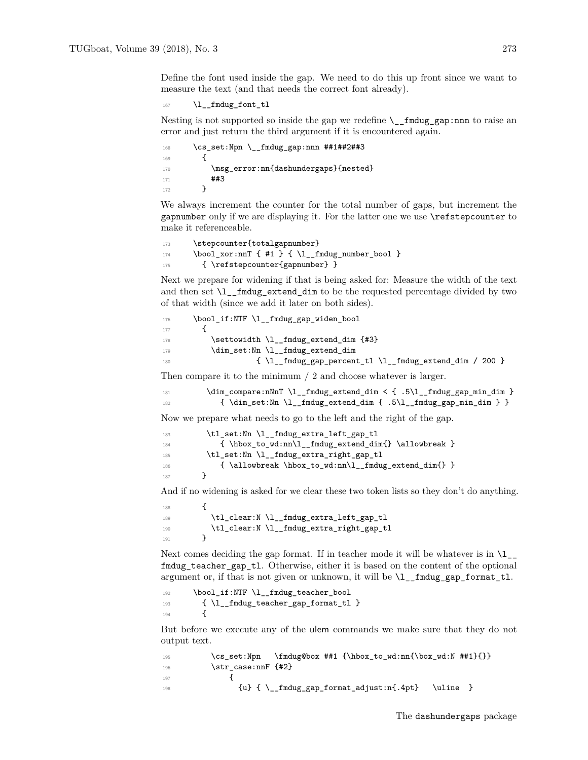Define the font used inside the gap. We need to do this up front since we want to measure the text (and that needs the correct font already).

```
167      \l__fmdug_font_tl
```

Nesting is not supported so inside the gap we redefine `\__fmdug_gap:nnn` to raise an error and just return the third argument if it is encountered again.

```
168      \cs_set:Npn \__fmdug_gap:nnn ##1##2##3
169        {
170          \msg_error:nn{dashundergaps}{nested}
171          ##3
172        }
```

We always increment the counter for the total number of gaps, but increment the gapnumber only if we are displaying it. For the latter one we use `\refstepcounter` to make it referenceable.

```
173      \stepcounter{totalgapnumber}
174      \bool_xor:nnT { #1 } { \l__fmdug_number_bool }
175        { \refstepcounter{gapnumber} }
```

Next we prepare for widening if that is being asked for: Measure the width of the text and then set `\l__fmdug_extend_dim` to be the requested percentage divided by two of that width (since we add it later on both sides).

```
176      \bool_if:NTF \l__fmdug_gap_widen_bool
177        {
178          \settowidth \l__fmdug_extend_dim {#3}
179          \dim_set:Nn \l__fmdug_extend_dim
180                   { \l__fmdug_gap_percent_tl \l__fmdug_extend_dim / 200 }
```

Then compare it to the minimum / 2 and choose whatever is larger.

```
181          \dim_compare:nNnT \l__fmdug_extend_dim < { .5\l__fmdug_gap_min_dim }
182            { \dim_set:Nn \l__fmdug_extend_dim { .5\l__fmdug_gap_min_dim } }
```

Now we prepare what needs to go to the left and the right of the gap.

```
183          \tl_set:Nn \l__fmdug_extra_left_gap_tl
184            { \hbox_to_wd:nn\l__fmdug_extend_dim{} \allowbreak }
185          \tl_set:Nn \l__fmdug_extra_right_gap_tl
186            { \allowbreak \hbox_to_wd:nn\l__fmdug_extend_dim{} }
187        }
```

And if no widening is asked for we clear these two token lists so they don't do anything.

```
188        {
189          \tl_clear:N \l__fmdug_extra_left_gap_tl
190          \tl_clear:N \l__fmdug_extra_right_gap_tl
191        }
```

Next comes deciding the gap format. If in teacher mode it will be whatever is in `\l__fmdug_teacher_gap_tl`. Otherwise, either it is based on the content of the optional argument or, if that is not given or unknown, it will be `\l__fmdug_gap_format_tl`.

```
192      \bool_if:NTF \l__fmdug_teacher_bool
193        { \l__fmdug_teacher_gap_format_tl }
194        {
```

But before we execute any of the ulem commands we make sure that they do not output text.

```
195          \cs_set:Npn   \fmdug@box ##1 {\hbox_to_wd:nn{\box_wd:N ##1}{}}
196          \str_case:nnF {#2}
197              {
198                {u} { \__fmdug_gap_format_adjust:n{.4pt}   \uline  }
```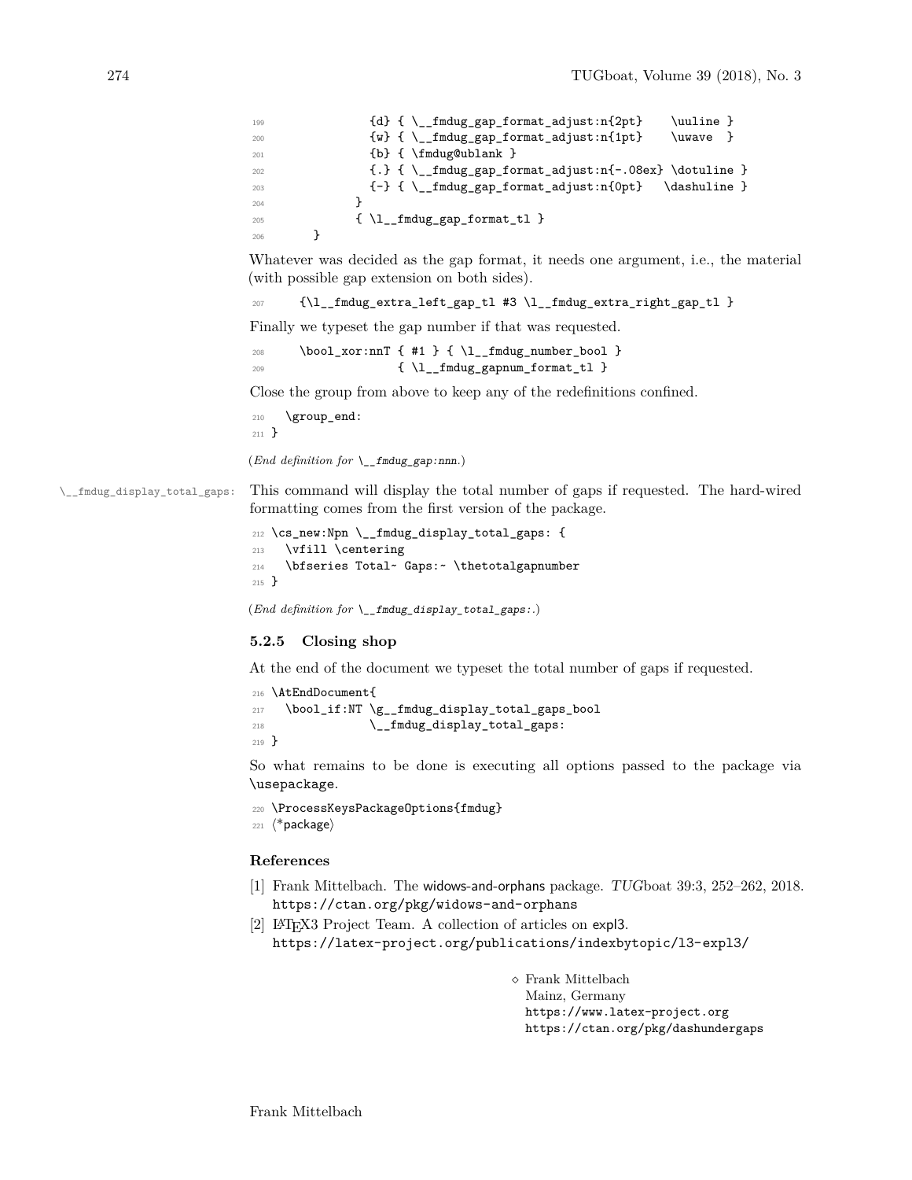```
199             {d} { \__fmdug_gap_format_adjust:n{2pt}    \uuline }
200             {w} { \__fmdug_gap_format_adjust:n{1pt}    \uwave  }
201             {b} { \fmdug@ublank }
202             {.} { \__fmdug_gap_format_adjust:n{-.08ex} \dotuline }
203             {-} { \__fmdug_gap_format_adjust:n{0pt}   \dashuline }
204           }
205           { \l__fmdug_gap_format_tl }
206     }
```

Whatever was decided as the gap format, it needs one argument, i.e., the material (with possible gap extension on both sides).

```
207     {\l__fmdug_extra_left_gap_tl #3 \l__fmdug_extra_right_gap_tl }
```

Finally we typeset the gap number if that was requested.

```
208     \bool_xor:nnT { #1 } { \l__fmdug_number_bool }
209                   { \l__fmdug_gapnum_format_tl }
```

Close the group from above to keep any of the redefinitions confined.

```
210   \group_end:
211 }
```

(*End definition for* `\__fmdug_gap:nnn`.)

`\__fmdug_display_total_gaps:` This command will display the total number of gaps if requested. The hard-wired formatting comes from the first version of the package.

```
212 \cs_new:Npn \__fmdug_display_total_gaps: {
213   \vfill \centering
214   \bfseries Total~ Gaps:~ \thetotalgapnumber
215 }
```

(*End definition for* `\__fmdug_display_total_gaps:`.)

### 5.2.5 Closing shop

At the end of the document we typeset the total number of gaps if requested.

```
216 \AtEndDocument{
217   \bool_if:NT \g__fmdug_display_total_gaps_bool
218               \__fmdug_display_total_gaps:
219 }
```

So what remains to be done is executing all options passed to the package via `\usepackage`.

```
220 \ProcessKeysPackageOptions{fmdug}
221 ⟨*package⟩
```

### References

[1] Frank Mittelbach. The widows-and-orphans package. *TUG*boat 39:3, 252–262, 2018. https://ctan.org/pkg/widows-and-orphans

[2] LaTeX3 Project Team. A collection of articles on expl3. https://latex-project.org/publications/indexbytopic/l3-expl3/

◇ Frank Mittelbach
Mainz, Germany
https://www.latex-project.org
https://ctan.org/pkg/dashundergaps

Frank Mittelbach